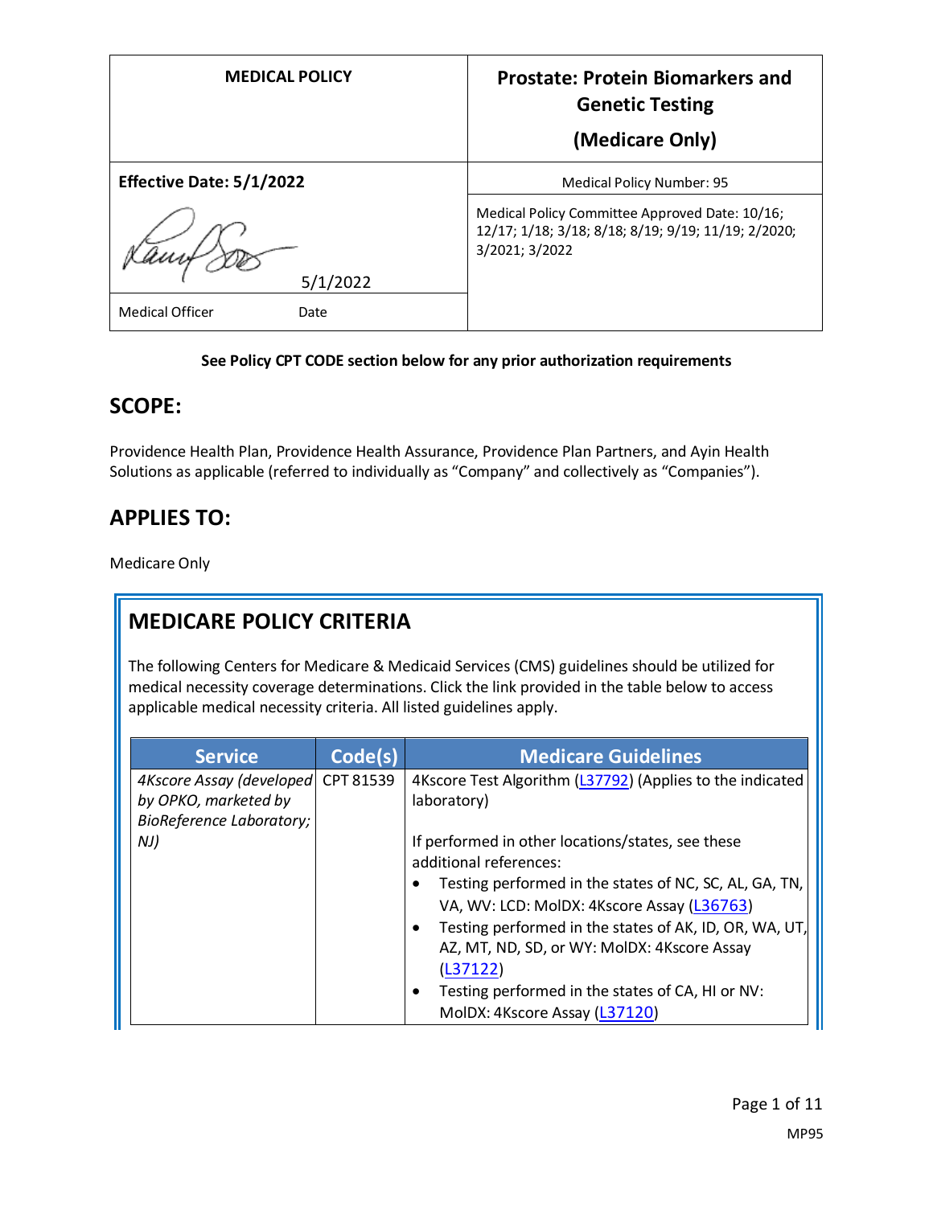| MEDICAL POLICY | Prostate: Protein Biomarkers and Genetic Testing (Medicare Only) |
|---|---|
| **Effective Date: 5/1/2022** | Medical Policy Number: 95 |
| 5/1/2022 | Medical Policy Committee Approved Date: 10/16; 12/17; 1/18; 3/18; 8/18; 8/19; 9/19; 11/19; 2/2020; 3/2021; 3/2022 |
| Medical Officer Date | |

**See Policy CPT CODE section below for any prior authorization requirements**

## SCOPE:

Providence Health Plan, Providence Health Assurance, Providence Plan Partners, and Ayin Health Solutions as applicable (referred to individually as "Company" and collectively as "Companies").

## APPLIES TO:

Medicare Only

## MEDICARE POLICY CRITERIA

The following Centers for Medicare & Medicaid Services (CMS) guidelines should be utilized for medical necessity coverage determinations. Click the link provided in the table below to access applicable medical necessity criteria. All listed guidelines apply.

| Service | Code(s) | Medicare Guidelines |
|---|---|---|
| *4Kscore Assay (developed by OPKO, marketed by BioReference Laboratory; NJ)* | CPT 81539 | 4Kscore Test Algorithm (L37792) (Applies to the indicated laboratory)<br><br>If performed in other locations/states, see these additional references:<br>• Testing performed in the states of NC, SC, AL, GA, TN, VA, WV: LCD: MolDX: 4Kscore Assay (L36763)<br>• Testing performed in the states of AK, ID, OR, WA, UT, AZ, MT, ND, SD, or WY: MolDX: 4Kscore Assay (L37122)<br>• Testing performed in the states of CA, HI or NV: MolDX: 4Kscore Assay (L37120) |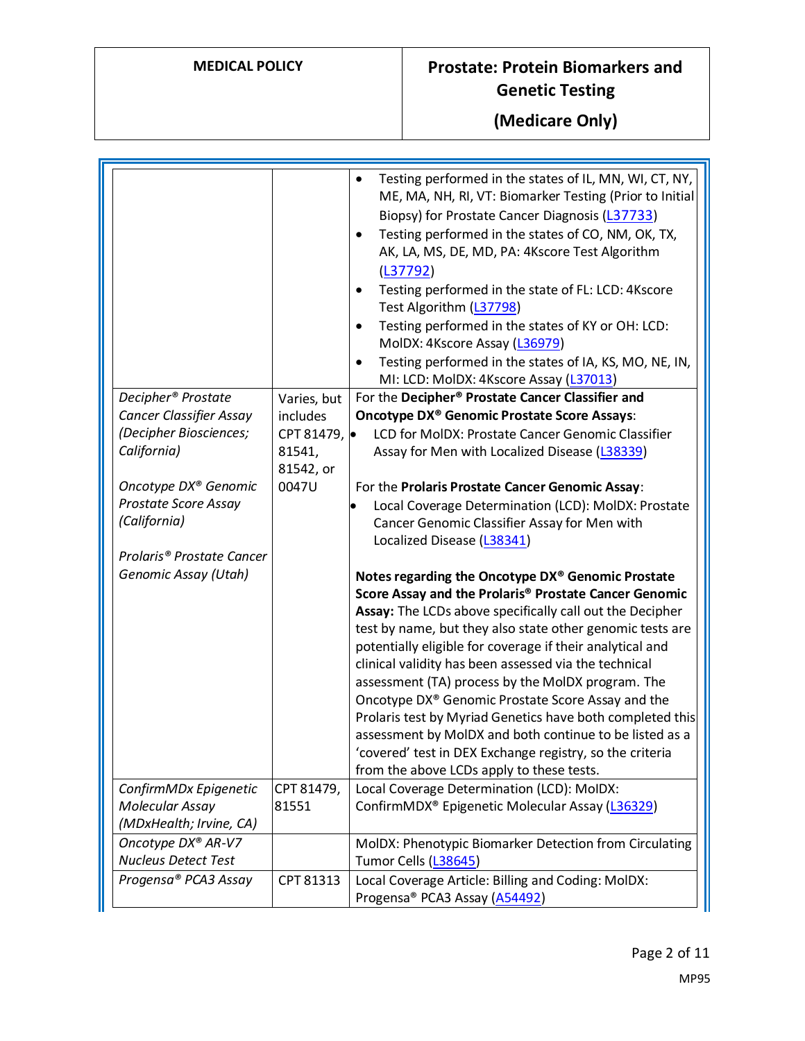| | | |
|---|---|---|
| | | • Testing performed in the states of IL, MN, WI, CT, NY, ME, MA, NH, RI, VT: Biomarker Testing (Prior to Initial Biopsy) for Prostate Cancer Diagnosis (L37733)<br>• Testing performed in the states of CO, NM, OK, TX, AK, LA, MS, DE, MD, PA: 4Kscore Test Algorithm (L37792)<br>• Testing performed in the state of FL: LCD: 4Kscore Test Algorithm (L37798)<br>• Testing performed in the states of KY or OH: LCD: MolDX: 4Kscore Assay (L36979)<br>• Testing performed in the states of IA, KS, MO, NE, IN, MI: LCD: MolDX: 4Kscore Assay (L37013) |
| *Decipher® Prostate Cancer Classifier Assay (Decipher Biosciences; California)*<br><br>*Oncotype DX® Genomic Prostate Score Assay (California)*<br><br>*Prolaris® Prostate Cancer Genomic Assay (Utah)* | Varies, but includes CPT 81479, 81541, 81542, or 0047U | For the **Decipher® Prostate Cancer Classifier and Oncotype DX® Genomic Prostate Score Assays**:<br>• LCD for MolDX: Prostate Cancer Genomic Classifier Assay for Men with Localized Disease (L38339)<br><br>For the **Prolaris Prostate Cancer Genomic Assay**:<br>• Local Coverage Determination (LCD): MolDX: Prostate Cancer Genomic Classifier Assay for Men with Localized Disease (L38341)<br><br>**Notes regarding the Oncotype DX® Genomic Prostate Score Assay and the Prolaris® Prostate Cancer Genomic Assay:** The LCDs above specifically call out the Decipher test by name, but they also state other genomic tests are potentially eligible for coverage if their analytical and clinical validity has been assessed via the technical assessment (TA) process by the MolDX program. The Oncotype DX® Genomic Prostate Score Assay and the Prolaris test by Myriad Genetics have both completed this assessment by MolDX and both continue to be listed as a 'covered' test in DEX Exchange registry, so the criteria from the above LCDs apply to these tests. |
| *ConfirmMDx Epigenetic Molecular Assay (MDxHealth; Irvine, CA)* | CPT 81479, 81551 | Local Coverage Determination (LCD): MolDX: ConfirmMDX® Epigenetic Molecular Assay (L36329) |
| *Oncotype DX® AR-V7 Nucleus Detect Test* | | MolDX: Phenotypic Biomarker Detection from Circulating Tumor Cells (L38645) |
| *Progensa® PCA3 Assay* | CPT 81313 | Local Coverage Article: Billing and Coding: MolDX: Progensa® PCA3 Assay (A54492) |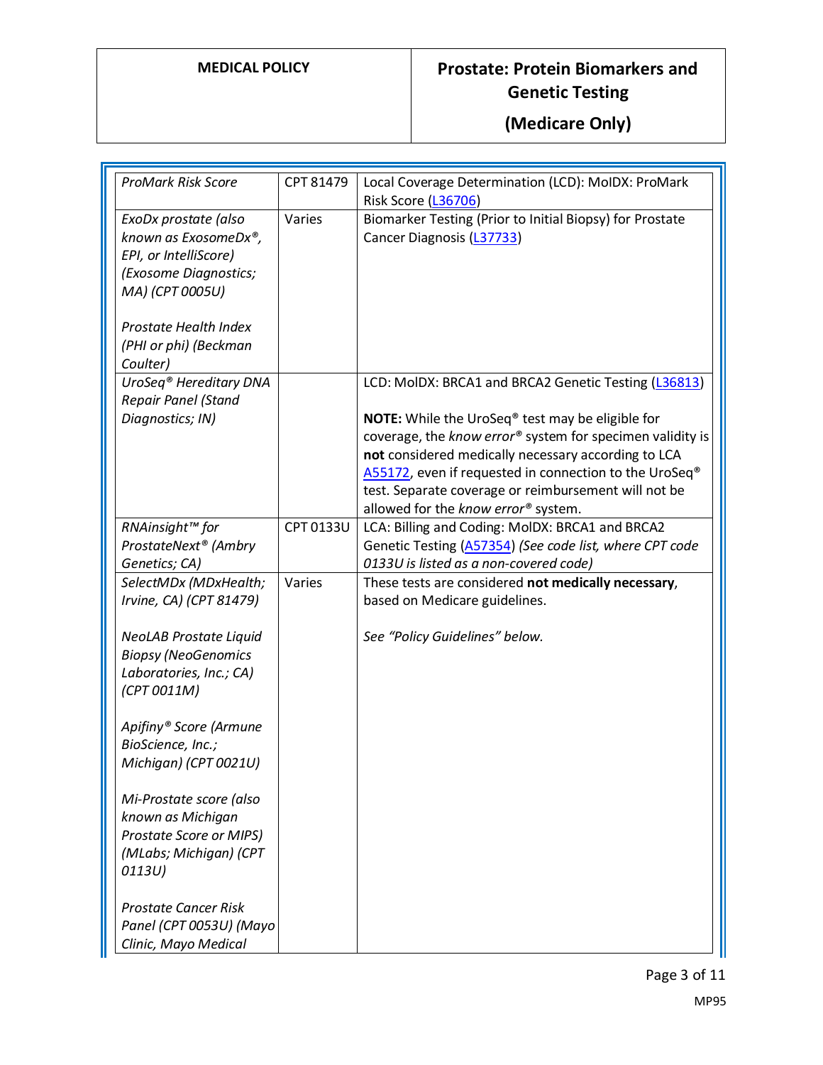| | | |
|---|---|---|
| *ProMark Risk Score* | CPT 81479 | Local Coverage Determination (LCD): MolDX: ProMark Risk Score (L36706) |
| *ExoDx prostate (also known as ExosomeDx®, EPI, or IntelliScore) (Exosome Diagnostics; MA) (CPT 0005U)*<br><br>*Prostate Health Index (PHI or phi) (Beckman Coulter)* | Varies | Biomarker Testing (Prior to Initial Biopsy) for Prostate Cancer Diagnosis (L37733) |
| *UroSeq® Hereditary DNA Repair Panel (Stand Diagnostics; IN)* | | LCD: MolDX: BRCA1 and BRCA2 Genetic Testing (L36813)<br><br>**NOTE:** While the UroSeq® test may be eligible for coverage, the *know error®* system for specimen validity is **not** considered medically necessary according to LCA A55172, even if requested in connection to the UroSeq® test. Separate coverage or reimbursement will not be allowed for the *know error®* system. |
| *RNAinsight™ for ProstateNext® (Ambry Genetics; CA)* | CPT 0133U | LCA: Billing and Coding: MolDX: BRCA1 and BRCA2 Genetic Testing (A57354) *(See code list, where CPT code 0133U is listed as a non-covered code)* |
| *SelectMDx (MDxHealth; Irvine, CA) (CPT 81479)*<br><br>*NeoLAB Prostate Liquid Biopsy (NeoGenomics Laboratories, Inc.; CA) (CPT 0011M)*<br><br>*Apifiny® Score (Armune BioScience, Inc.; Michigan) (CPT 0021U)*<br><br>*Mi-Prostate score (also known as Michigan Prostate Score or MIPS) (MLabs; Michigan) (CPT 0113U)*<br><br>*Prostate Cancer Risk Panel (CPT 0053U) (Mayo Clinic, Mayo Medical* | Varies | These tests are considered **not medically necessary**, based on Medicare guidelines.<br><br>*See "Policy Guidelines" below.* |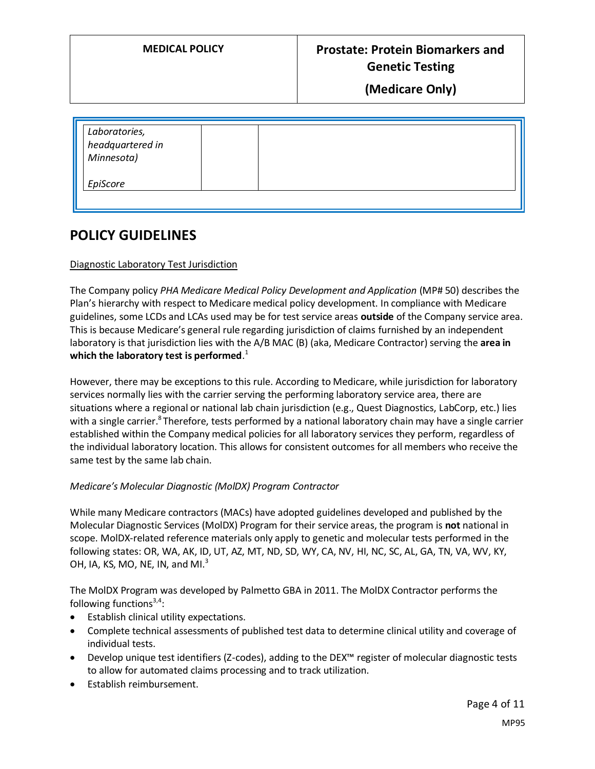| | | |
|---|---|---|
| *Laboratories, headquartered in Minnesota)*<br><br>*EpiScore* | | |

## POLICY GUIDELINES

Diagnostic Laboratory Test Jurisdiction

The Company policy *PHA Medicare Medical Policy Development and Application* (MP# 50) describes the Plan's hierarchy with respect to Medicare medical policy development. In compliance with Medicare guidelines, some LCDs and LCAs used may be for test service areas **outside** of the Company service area. This is because Medicare's general rule regarding jurisdiction of claims furnished by an independent laboratory is that jurisdiction lies with the A/B MAC (B) (aka, Medicare Contractor) serving the **area in which the laboratory test is performed**.[1]

However, there may be exceptions to this rule. According to Medicare, while jurisdiction for laboratory services normally lies with the carrier serving the performing laboratory service area, there are situations where a regional or national lab chain jurisdiction (e.g., Quest Diagnostics, LabCorp, etc.) lies with a single carrier.[8] Therefore, tests performed by a national laboratory chain may have a single carrier established within the Company medical policies for all laboratory services they perform, regardless of the individual laboratory location. This allows for consistent outcomes for all members who receive the same test by the same lab chain.

*Medicare's Molecular Diagnostic (MolDX) Program Contractor*

While many Medicare contractors (MACs) have adopted guidelines developed and published by the Molecular Diagnostic Services (MolDX) Program for their service areas, the program is **not** national in scope. MolDX-related reference materials only apply to genetic and molecular tests performed in the following states: OR, WA, AK, ID, UT, AZ, MT, ND, SD, WY, CA, NV, HI, NC, SC, AL, GA, TN, VA, WV, KY, OH, IA, KS, MO, NE, IN, and MI.[3]

The MolDX Program was developed by Palmetto GBA in 2011. The MolDX Contractor performs the following functions[3,4]:

- Establish clinical utility expectations.
- Complete technical assessments of published test data to determine clinical utility and coverage of individual tests.
- Develop unique test identifiers (Z-codes), adding to the DEX™ register of molecular diagnostic tests to allow for automated claims processing and to track utilization.
- Establish reimbursement.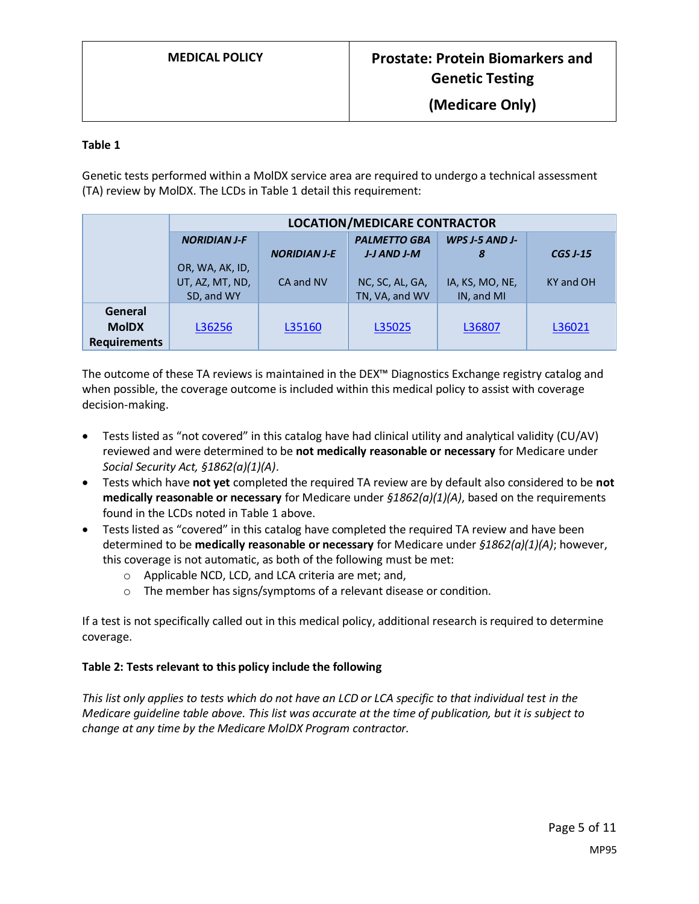**Table 1**

Genetic tests performed within a MolDX service area are required to undergo a technical assessment (TA) review by MolDX. The LCDs in Table 1 detail this requirement:

| | LOCATION/MEDICARE CONTRACTOR | | | | |
|---|---|---|---|---|---|
| | ***NORIDIAN J-F*** OR, WA, AK, ID, UT, AZ, MT, ND, SD, and WY | ***NORIDIAN J-E*** CA and NV | ***PALMETTO GBA J-J AND J-M*** NC, SC, AL, GA, TN, VA, and WV | ***WPS J-5 AND J-8*** IA, KS, MO, NE, IN, and MI | ***CGS J-15*** KY and OH |
| **General MolDX Requirements** | L36256 | L35160 | L35025 | L36807 | L36021 |

The outcome of these TA reviews is maintained in the DEX™ Diagnostics Exchange registry catalog and when possible, the coverage outcome is included within this medical policy to assist with coverage decision-making.

- Tests listed as "not covered" in this catalog have had clinical utility and analytical validity (CU/AV) reviewed and were determined to be **not medically reasonable or necessary** for Medicare under *Social Security Act, §1862(a)(1)(A)*.
- Tests which have **not yet** completed the required TA review are by default also considered to be **not medically reasonable or necessary** for Medicare under *§1862(a)(1)(A)*, based on the requirements found in the LCDs noted in Table 1 above.
- Tests listed as "covered" in this catalog have completed the required TA review and have been determined to be **medically reasonable or necessary** for Medicare under *§1862(a)(1)(A)*; however, this coverage is not automatic, as both of the following must be met:
  - Applicable NCD, LCD, and LCA criteria are met; and,
  - The member has signs/symptoms of a relevant disease or condition.

If a test is not specifically called out in this medical policy, additional research is required to determine coverage.

**Table 2: Tests relevant to this policy include the following**

*This list only applies to tests which do not have an LCD or LCA specific to that individual test in the Medicare guideline table above. This list was accurate at the time of publication, but it is subject to change at any time by the Medicare MolDX Program contractor.*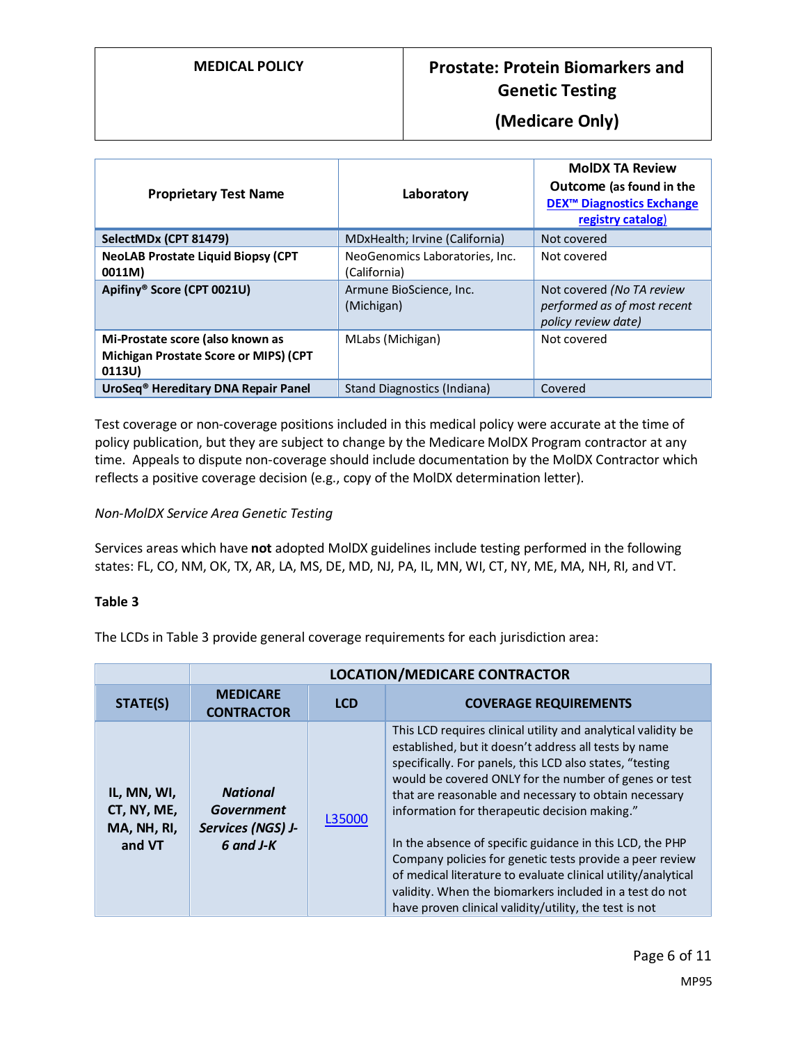| Proprietary Test Name | Laboratory | MolDX TA Review Outcome (as found in the DEX™ Diagnostics Exchange registry catalog) |
|---|---|---|
| **SelectMDx (CPT 81479)** | MDxHealth; Irvine (California) | Not covered |
| **NeoLAB Prostate Liquid Biopsy (CPT 0011M)** | NeoGenomics Laboratories, Inc. (California) | Not covered |
| **Apifiny® Score (CPT 0021U)** | Armune BioScience, Inc. (Michigan) | Not covered *(No TA review performed as of most recent policy review date)* |
| **Mi-Prostate score (also known as Michigan Prostate Score or MIPS) (CPT 0113U)** | MLabs (Michigan) | Not covered |
| **UroSeq® Hereditary DNA Repair Panel** | Stand Diagnostics (Indiana) | Covered |

Test coverage or non-coverage positions included in this medical policy were accurate at the time of policy publication, but they are subject to change by the Medicare MolDX Program contractor at any time. Appeals to dispute non-coverage should include documentation by the MolDX Contractor which reflects a positive coverage decision (e.g., copy of the MolDX determination letter).

*Non-MolDX Service Area Genetic Testing*

Services areas which have **not** adopted MolDX guidelines include testing performed in the following states: FL, CO, NM, OK, TX, AR, LA, MS, DE, MD, NJ, PA, IL, MN, WI, CT, NY, ME, MA, NH, RI, and VT.

**Table 3**

The LCDs in Table 3 provide general coverage requirements for each jurisdiction area:

| | LOCATION/MEDICARE CONTRACTOR | | |
|---|---|---|---|
| **STATE(S)** | **MEDICARE CONTRACTOR** | **LCD** | **COVERAGE REQUIREMENTS** |
| **IL, MN, WI, CT, NY, ME, MA, NH, RI, and VT** | ***National Government Services (NGS) J-6 and J-K*** | L35000 | This LCD requires clinical utility and analytical validity be established, but it doesn't address all tests by name specifically. For panels, this LCD also states, "testing would be covered ONLY for the number of genes or test that are reasonable and necessary to obtain necessary information for therapeutic decision making."<br><br>In the absence of specific guidance in this LCD, the PHP Company policies for genetic tests provide a peer review of medical literature to evaluate clinical utility/analytical validity. When the biomarkers included in a test do not have proven clinical validity/utility, the test is not |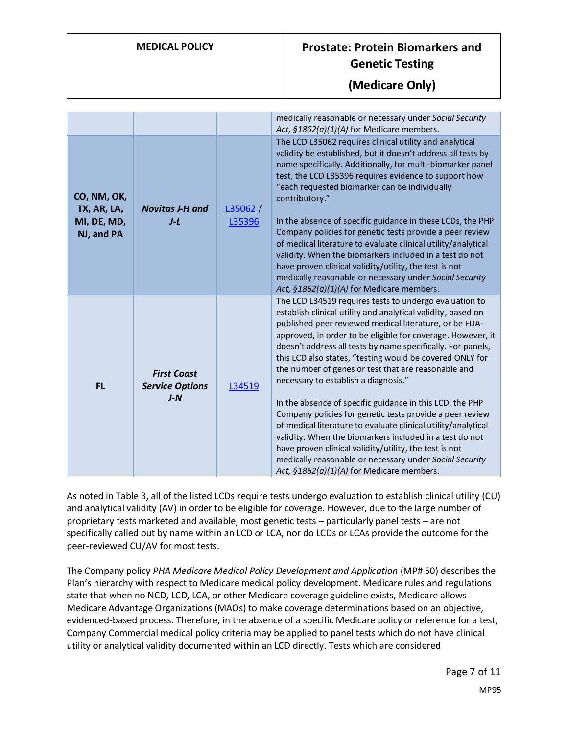| | | | |
|---|---|---|---|
| | | | medically reasonable or necessary under *Social Security Act, §1862(a)(1)(A)* for Medicare members. |
| **CO, NM, OK, TX, AR, LA, MI, DE, MD, NJ, and PA** | ***Novitas J-H and J-L*** | L35062 / L35396 | The LCD L35062 requires clinical utility and analytical validity be established, but it doesn't address all tests by name specifically. Additionally, for multi-biomarker panel test, the LCD L35396 requires evidence to support how "each requested biomarker can be individually contributory."<br><br>In the absence of specific guidance in these LCDs, the PHP Company policies for genetic tests provide a peer review of medical literature to evaluate clinical utility/analytical validity. When the biomarkers included in a test do not have proven clinical validity/utility, the test is not medically reasonable or necessary under *Social Security Act, §1862(a)(1)(A)* for Medicare members. |
| **FL** | ***First Coast Service Options J-N*** | L34519 | The LCD L34519 requires tests to undergo evaluation to establish clinical utility and analytical validity, based on published peer reviewed medical literature, or be FDA-approved, in order to be eligible for coverage. However, it doesn't address all tests by name specifically. For panels, this LCD also states, "testing would be covered ONLY for the number of genes or test that are reasonable and necessary to establish a diagnosis."<br><br>In the absence of specific guidance in this LCD, the PHP Company policies for genetic tests provide a peer review of medical literature to evaluate clinical utility/analytical validity. When the biomarkers included in a test do not have proven clinical validity/utility, the test is not medically reasonable or necessary under *Social Security Act, §1862(a)(1)(A)* for Medicare members. |

As noted in Table 3, all of the listed LCDs require tests undergo evaluation to establish clinical utility (CU) and analytical validity (AV) in order to be eligible for coverage. However, due to the large number of proprietary tests marketed and available, most genetic tests – particularly panel tests – are not specifically called out by name within an LCD or LCA, nor do LCDs or LCAs provide the outcome for the peer-reviewed CU/AV for most tests.

The Company policy *PHA Medicare Medical Policy Development and Application* (MP# 50) describes the Plan's hierarchy with respect to Medicare medical policy development. Medicare rules and regulations state that when no NCD, LCD, LCA, or other Medicare coverage guideline exists, Medicare allows Medicare Advantage Organizations (MAOs) to make coverage determinations based on an objective, evidenced-based process. Therefore, in the absence of a specific Medicare policy or reference for a test, Company Commercial medical policy criteria may be applied to panel tests which do not have clinical utility or analytical validity documented within an LCD directly. Tests which are considered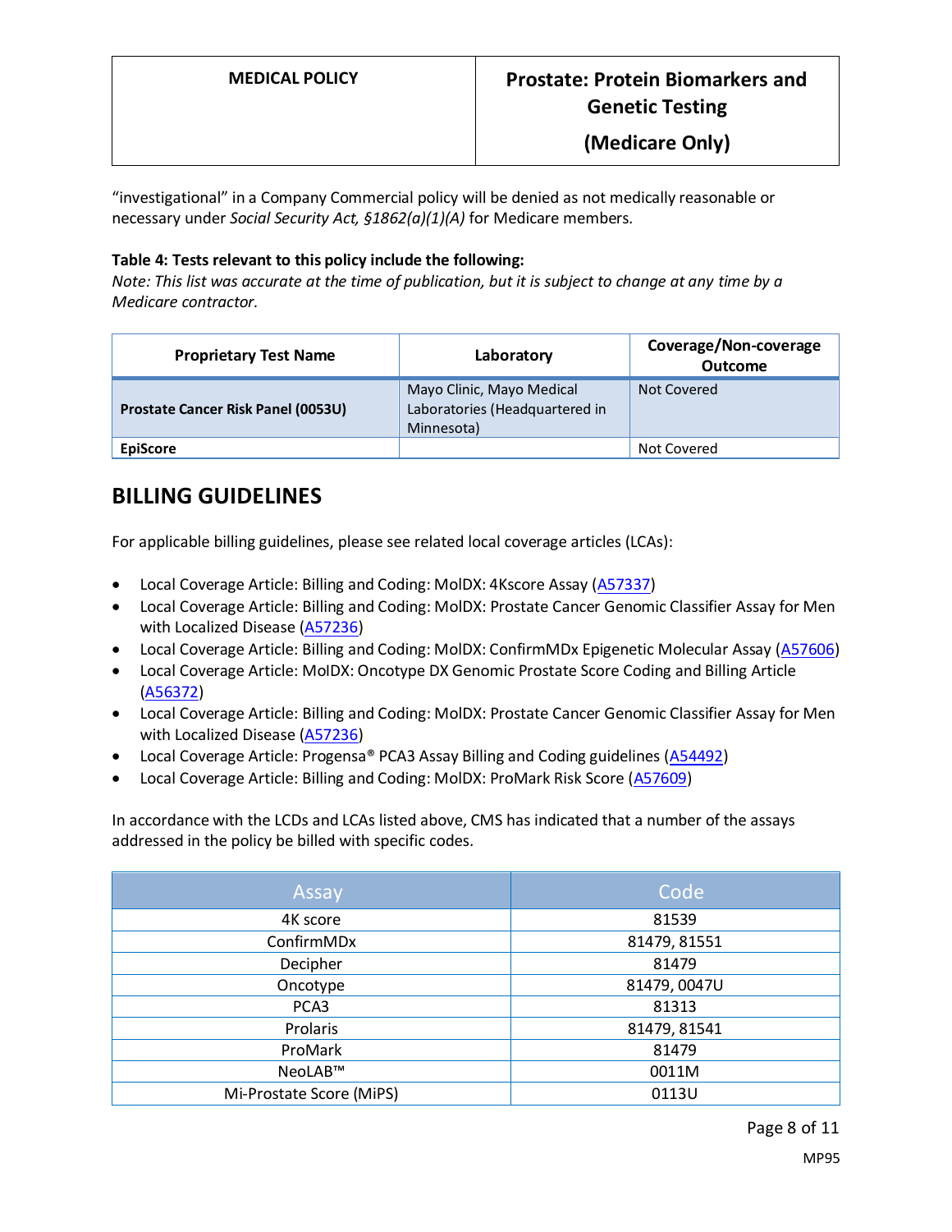"investigational" in a Company Commercial policy will be denied as not medically reasonable or necessary under *Social Security Act, §1862(a)(1)(A)* for Medicare members.

**Table 4: Tests relevant to this policy include the following:**
*Note: This list was accurate at the time of publication, but it is subject to change at any time by a Medicare contractor.*

| Proprietary Test Name | Laboratory | Coverage/Non-coverage Outcome |
|---|---|---|
| **Prostate Cancer Risk Panel (0053U)** | Mayo Clinic, Mayo Medical Laboratories (Headquartered in Minnesota) | Not Covered |
| **EpiScore** | | Not Covered |

## BILLING GUIDELINES

For applicable billing guidelines, please see related local coverage articles (LCAs):

- Local Coverage Article: Billing and Coding: MolDX: 4Kscore Assay (A57337)
- Local Coverage Article: Billing and Coding: MolDX: Prostate Cancer Genomic Classifier Assay for Men with Localized Disease (A57236)
- Local Coverage Article: Billing and Coding: MolDX: ConfirmMDx Epigenetic Molecular Assay (A57606)
- Local Coverage Article: MolDX: Oncotype DX Genomic Prostate Score Coding and Billing Article (A56372)
- Local Coverage Article: Billing and Coding: MolDX: Prostate Cancer Genomic Classifier Assay for Men with Localized Disease (A57236)
- Local Coverage Article: Progensa® PCA3 Assay Billing and Coding guidelines (A54492)
- Local Coverage Article: Billing and Coding: MolDX: ProMark Risk Score (A57609)

In accordance with the LCDs and LCAs listed above, CMS has indicated that a number of the assays addressed in the policy be billed with specific codes.

| Assay | Code |
|---|---|
| 4K score | 81539 |
| ConfirmMDx | 81479, 81551 |
| Decipher | 81479 |
| Oncotype | 81479, 0047U |
| PCA3 | 81313 |
| Prolaris | 81479, 81541 |
| ProMark | 81479 |
| NeoLAB™ | 0011M |
| Mi-Prostate Score (MiPS) | 0113U |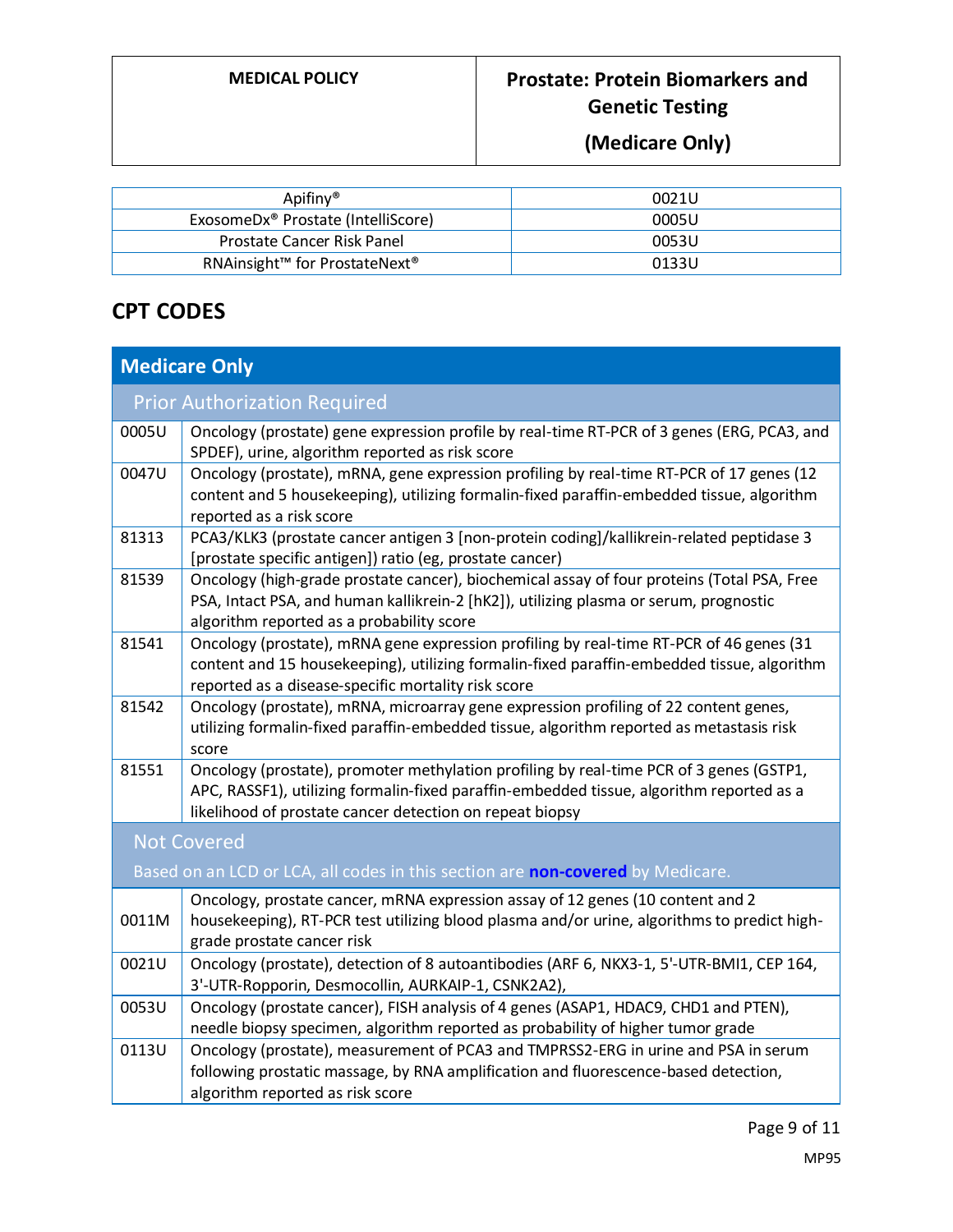| | |
|---|---|
| Apifiny® | 0021U |
| ExosomeDx® Prostate (IntelliScore) | 0005U |
| Prostate Cancer Risk Panel | 0053U |
| RNAinsight™ for ProstateNext® | 0133U |

## CPT CODES

| Medicare Only | |
|---|---|
| **Prior Authorization Required** | |
| 0005U | Oncology (prostate) gene expression profile by real-time RT-PCR of 3 genes (ERG, PCA3, and SPDEF), urine, algorithm reported as risk score |
| 0047U | Oncology (prostate), mRNA, gene expression profiling by real-time RT-PCR of 17 genes (12 content and 5 housekeeping), utilizing formalin-fixed paraffin-embedded tissue, algorithm reported as a risk score |
| 81313 | PCA3/KLK3 (prostate cancer antigen 3 [non-protein coding]/kallikrein-related peptidase 3 [prostate specific antigen]) ratio (eg, prostate cancer) |
| 81539 | Oncology (high-grade prostate cancer), biochemical assay of four proteins (Total PSA, Free PSA, Intact PSA, and human kallikrein-2 [hK2]), utilizing plasma or serum, prognostic algorithm reported as a probability score |
| 81541 | Oncology (prostate), mRNA gene expression profiling by real-time RT-PCR of 46 genes (31 content and 15 housekeeping), utilizing formalin-fixed paraffin-embedded tissue, algorithm reported as a disease-specific mortality risk score |
| 81542 | Oncology (prostate), mRNA, microarray gene expression profiling of 22 content genes, utilizing formalin-fixed paraffin-embedded tissue, algorithm reported as metastasis risk score |
| 81551 | Oncology (prostate), promoter methylation profiling by real-time PCR of 3 genes (GSTP1, APC, RASSF1), utilizing formalin-fixed paraffin-embedded tissue, algorithm reported as a likelihood of prostate cancer detection on repeat biopsy |
| **Not Covered** Based on an LCD or LCA, all codes in this section are **non-covered** by Medicare. | |
| 0011M | Oncology, prostate cancer, mRNA expression assay of 12 genes (10 content and 2 housekeeping), RT-PCR test utilizing blood plasma and/or urine, algorithms to predict high-grade prostate cancer risk |
| 0021U | Oncology (prostate), detection of 8 autoantibodies (ARF 6, NKX3-1, 5'-UTR-BMI1, CEP 164, 3'-UTR-Ropporin, Desmocollin, AURKAIP-1, CSNK2A2), |
| 0053U | Oncology (prostate cancer), FISH analysis of 4 genes (ASAP1, HDAC9, CHD1 and PTEN), needle biopsy specimen, algorithm reported as probability of higher tumor grade |
| 0113U | Oncology (prostate), measurement of PCA3 and TMPRSS2-ERG in urine and PSA in serum following prostatic massage, by RNA amplification and fluorescence-based detection, algorithm reported as risk score |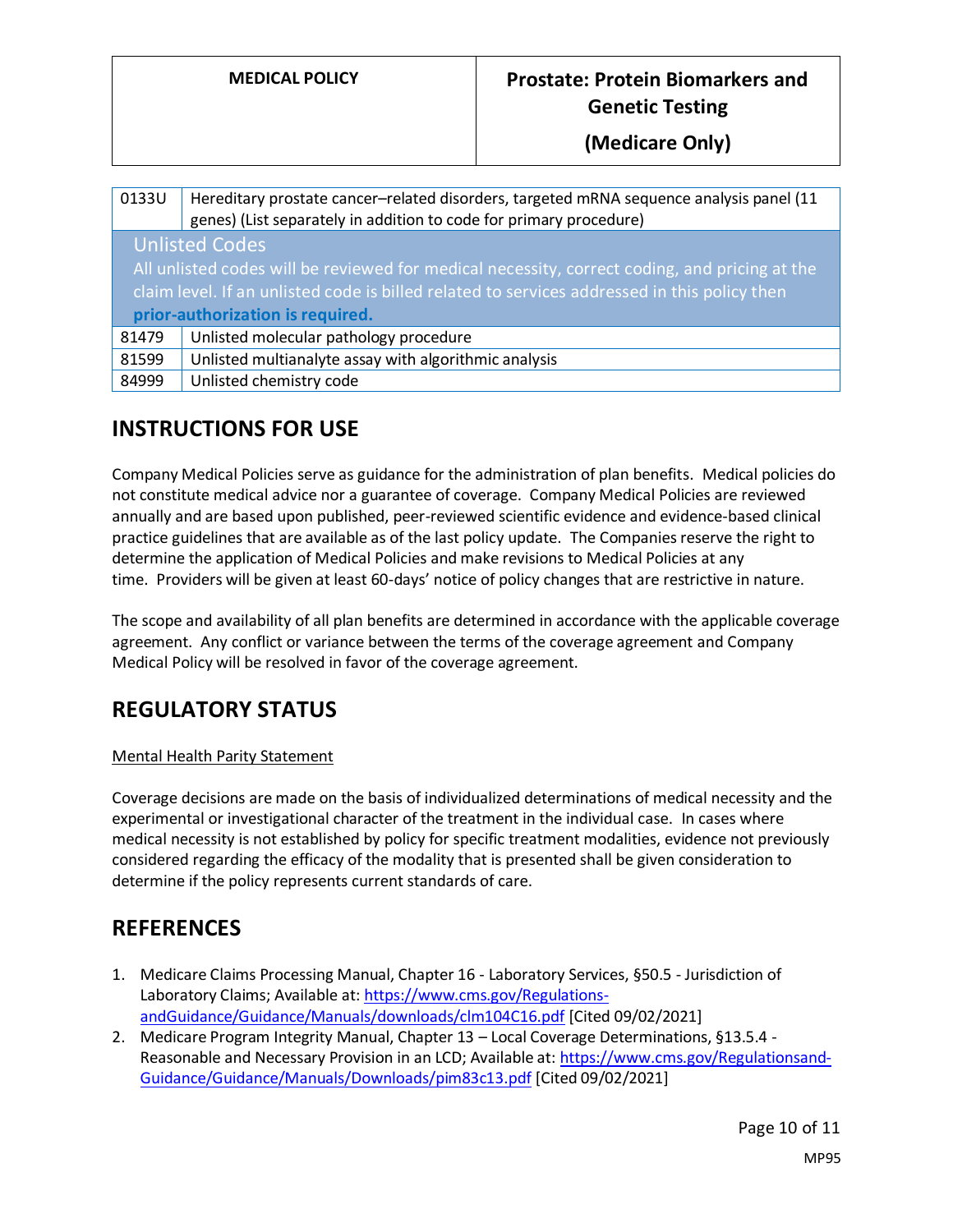| | |
|---|---|
| 0133U | Hereditary prostate cancer–related disorders, targeted mRNA sequence analysis panel (11 genes) (List separately in addition to code for primary procedure) |
| **Unlisted Codes** All unlisted codes will be reviewed for medical necessity, correct coding, and pricing at the claim level. If an unlisted code is billed related to services addressed in this policy then **prior-authorization is required.** | |
| 81479 | Unlisted molecular pathology procedure |
| 81599 | Unlisted multianalyte assay with algorithmic analysis |
| 84999 | Unlisted chemistry code |

## INSTRUCTIONS FOR USE

Company Medical Policies serve as guidance for the administration of plan benefits. Medical policies do not constitute medical advice nor a guarantee of coverage. Company Medical Policies are reviewed annually and are based upon published, peer-reviewed scientific evidence and evidence-based clinical practice guidelines that are available as of the last policy update. The Companies reserve the right to determine the application of Medical Policies and make revisions to Medical Policies at any time. Providers will be given at least 60-days' notice of policy changes that are restrictive in nature.

The scope and availability of all plan benefits are determined in accordance with the applicable coverage agreement. Any conflict or variance between the terms of the coverage agreement and Company Medical Policy will be resolved in favor of the coverage agreement.

## REGULATORY STATUS

Mental Health Parity Statement

Coverage decisions are made on the basis of individualized determinations of medical necessity and the experimental or investigational character of the treatment in the individual case. In cases where medical necessity is not established by policy for specific treatment modalities, evidence not previously considered regarding the efficacy of the modality that is presented shall be given consideration to determine if the policy represents current standards of care.

## REFERENCES

1. Medicare Claims Processing Manual, Chapter 16 - Laboratory Services, §50.5 - Jurisdiction of Laboratory Claims; Available at: https://www.cms.gov/Regulations-andGuidance/Guidance/Manuals/downloads/clm104C16.pdf [Cited 09/02/2021]
2. Medicare Program Integrity Manual, Chapter 13 – Local Coverage Determinations, §13.5.4 - Reasonable and Necessary Provision in an LCD; Available at: https://www.cms.gov/Regulationsand-Guidance/Guidance/Manuals/Downloads/pim83c13.pdf [Cited 09/02/2021]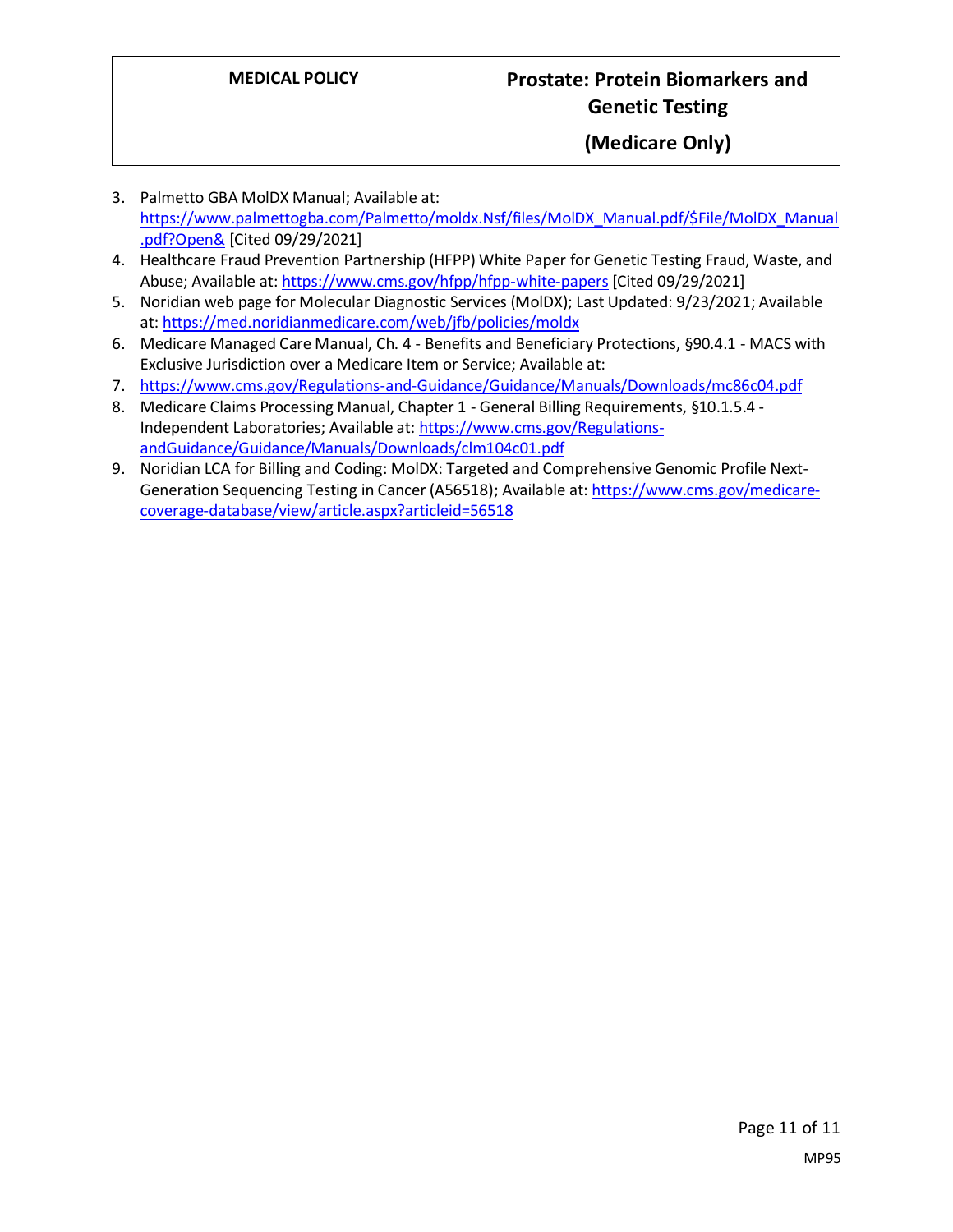3. Palmetto GBA MolDX Manual; Available at: https://www.palmettogba.com/Palmetto/moldx.Nsf/files/MolDX_Manual.pdf/$File/MolDX_Manual.pdf?Open& [Cited 09/29/2021]
4. Healthcare Fraud Prevention Partnership (HFPP) White Paper for Genetic Testing Fraud, Waste, and Abuse; Available at: https://www.cms.gov/hfpp/hfpp-white-papers [Cited 09/29/2021]
5. Noridian web page for Molecular Diagnostic Services (MolDX); Last Updated: 9/23/2021; Available at: https://med.noridianmedicare.com/web/jfb/policies/moldx
6. Medicare Managed Care Manual, Ch. 4 - Benefits and Beneficiary Protections, §90.4.1 - MACS with Exclusive Jurisdiction over a Medicare Item or Service; Available at:
7. https://www.cms.gov/Regulations-and-Guidance/Guidance/Manuals/Downloads/mc86c04.pdf
8. Medicare Claims Processing Manual, Chapter 1 - General Billing Requirements, §10.1.5.4 - Independent Laboratories; Available at: https://www.cms.gov/Regulations-andGuidance/Guidance/Manuals/Downloads/clm104c01.pdf
9. Noridian LCA for Billing and Coding: MolDX: Targeted and Comprehensive Genomic Profile Next-Generation Sequencing Testing in Cancer (A56518); Available at: https://www.cms.gov/medicare-coverage-database/view/article.aspx?articleid=56518